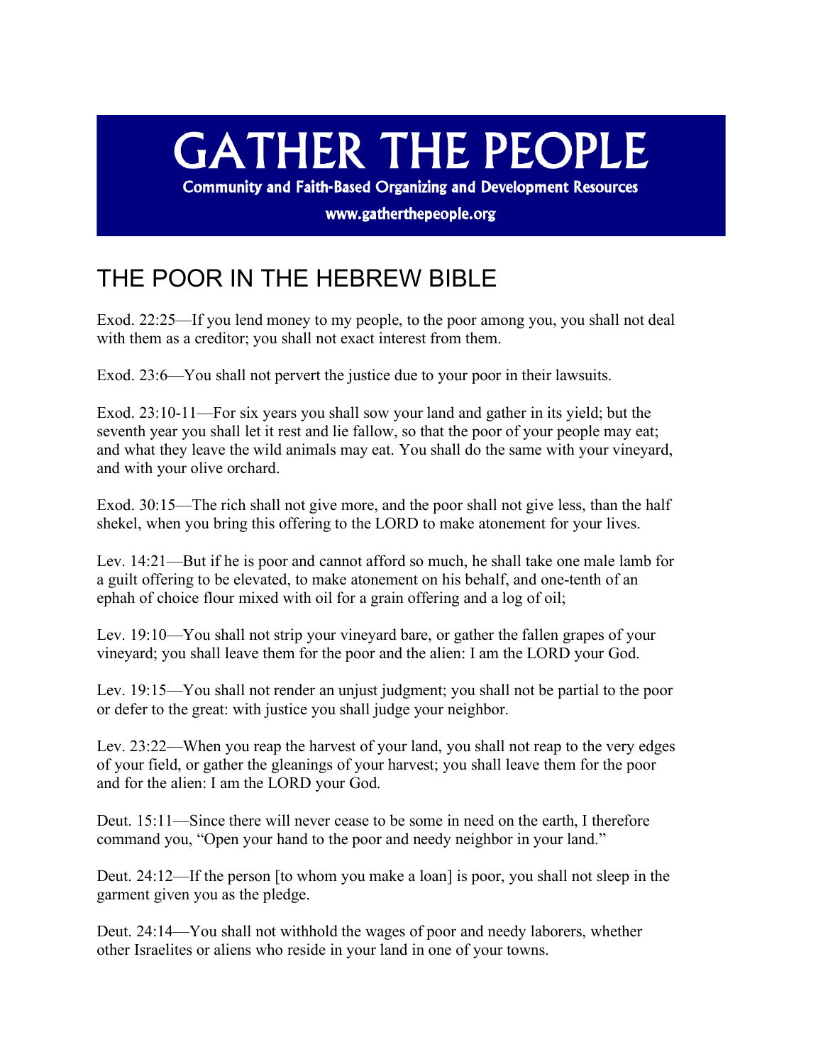# GATHER THE PEOPLE

**Community and Faith-Based Organizing and Development Resources**

**www.gatherthepeople.org**

## THE POOR IN THE HEBREW BIBLE

Exod. 22:25—If you lend money to my people, to the poor among you, you shall not deal with them as a creditor; you shall not exact interest from them.

Exod. 23:6—You shall not pervert the justice due to your poor in their lawsuits.

Exod. 23:10-11—For six years you shall sow your land and gather in its yield; but the seventh year you shall let it rest and lie fallow, so that the poor of your people may eat; and what they leave the wild animals may eat. You shall do the same with your vineyard, and with your olive orchard.

Exod. 30:15—The rich shall not give more, and the poor shall not give less, than the half shekel, when you bring this offering to the LORD to make atonement for your lives.

Lev. 14:21—But if he is poor and cannot afford so much, he shall take one male lamb for a guilt offering to be elevated, to make atonement on his behalf, and one-tenth of an ephah of choice flour mixed with oil for a grain offering and a log of oil;

Lev. 19:10—You shall not strip your vineyard bare, or gather the fallen grapes of your vineyard; you shall leave them for the poor and the alien: I am the LORD your God.

Lev. 19:15—You shall not render an unjust judgment; you shall not be partial to the poor or defer to the great: with justice you shall judge your neighbor.

Lev. 23:22—When you reap the harvest of your land, you shall not reap to the very edges of your field, or gather the gleanings of your harvest; you shall leave them for the poor and for the alien: I am the LORD your God.

Deut. 15:11—Since there will never cease to be some in need on the earth, I therefore command you, "Open your hand to the poor and needy neighbor in your land."

Deut. 24:12—If the person [to whom you make a loan] is poor, you shall not sleep in the garment given you as the pledge.

Deut. 24:14—You shall not withhold the wages of poor and needy laborers, whether other Israelites or aliens who reside in your land in one of your towns.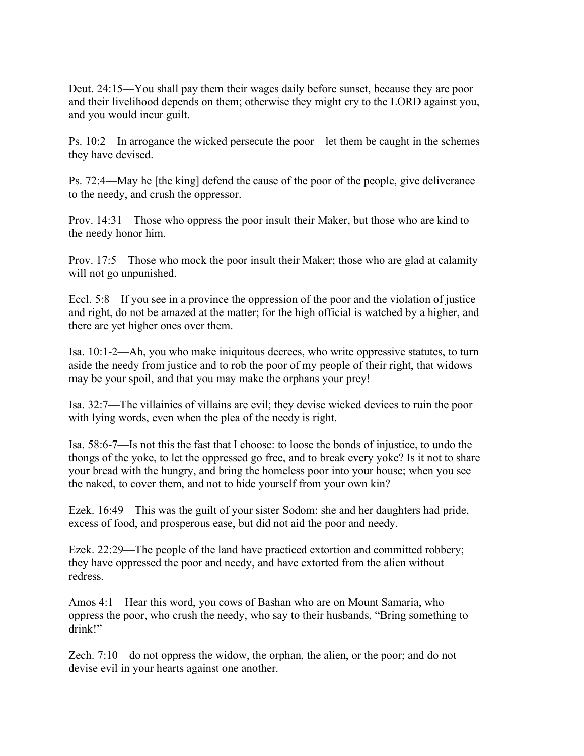Deut. 24:15—You shall pay them their wages daily before sunset, because they are poor and their livelihood depends on them; otherwise they might cry to the LORD against you, and you would incur guilt.

Ps. 10:2—In arrogance the wicked persecute the poor—let them be caught in the schemes they have devised.

Ps. 72:4—May he [the king] defend the cause of the poor of the people, give deliverance to the needy, and crush the oppressor.

Prov. 14:31—Those who oppress the poor insult their Maker, but those who are kind to the needy honor him.

Prov. 17:5—Those who mock the poor insult their Maker; those who are glad at calamity will not go unpunished.

Eccl. 5:8—If you see in a province the oppression of the poor and the violation of justice and right, do not be amazed at the matter; for the high official is watched by a higher, and there are yet higher ones over them.

Isa. 10:1-2—Ah, you who make iniquitous decrees, who write oppressive statutes, to turn aside the needy from justice and to rob the poor of my people of their right, that widows may be your spoil, and that you may make the orphans your prey!

Isa. 32:7—The villainies of villains are evil; they devise wicked devices to ruin the poor with lying words, even when the plea of the needy is right.

Isa. 58:6-7—Is not this the fast that I choose: to loose the bonds of injustice, to undo the thongs of the yoke, to let the oppressed go free, and to break every yoke? Is it not to share your bread with the hungry, and bring the homeless poor into your house; when you see the naked, to cover them, and not to hide yourself from your own kin?

Ezek. 16:49—This was the guilt of your sister Sodom: she and her daughters had pride, excess of food, and prosperous ease, but did not aid the poor and needy.

Ezek. 22:29—The people of the land have practiced extortion and committed robbery; they have oppressed the poor and needy, and have extorted from the alien without redress.

Amos 4:1—Hear this word, you cows of Bashan who are on Mount Samaria, who oppress the poor, who crush the needy, who say to their husbands, "Bring something to drink!"

Zech. 7:10—do not oppress the widow, the orphan, the alien, or the poor; and do not devise evil in your hearts against one another.